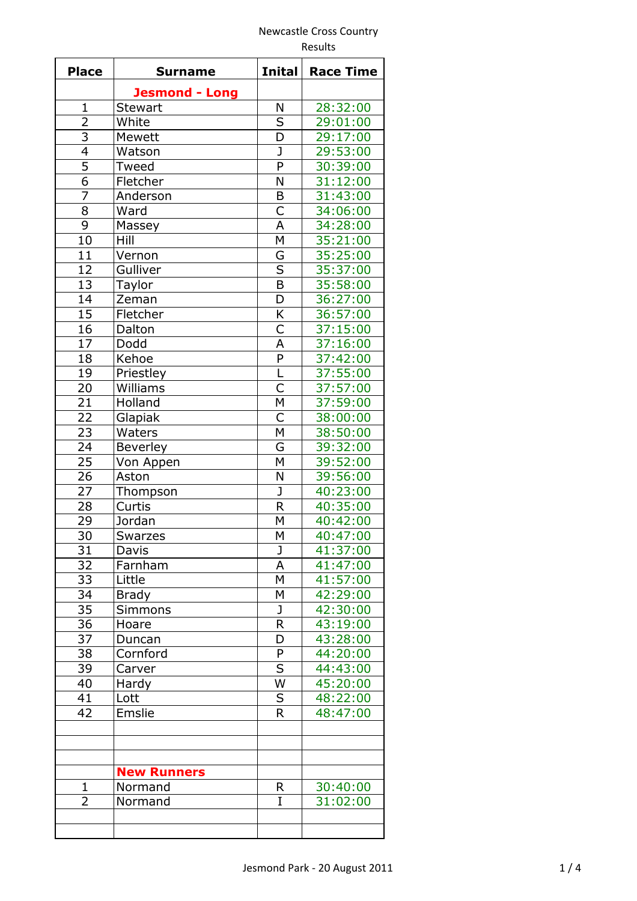Newcastle Cross Country

Results

| Place | Surname | Inital | Race Time |
|---|---|---|---|
| | **Jesmond - Long** | | |
| 1 | Stewart | N | 28:32:00 |
| 2 | White | S | 29:01:00 |
| 3 | Mewett | D | 29:17:00 |
| 4 | Watson | J | 29:53:00 |
| 5 | Tweed | P | 30:39:00 |
| 6 | Fletcher | N | 31:12:00 |
| 7 | Anderson | B | 31:43:00 |
| 8 | Ward | C | 34:06:00 |
| 9 | Massey | A | 34:28:00 |
| 10 | Hill | M | 35:21:00 |
| 11 | Vernon | G | 35:25:00 |
| 12 | Gulliver | S | 35:37:00 |
| 13 | Taylor | B | 35:58:00 |
| 14 | Zeman | D | 36:27:00 |
| 15 | Fletcher | K | 36:57:00 |
| 16 | Dalton | C | 37:15:00 |
| 17 | Dodd | A | 37:16:00 |
| 18 | Kehoe | P | 37:42:00 |
| 19 | Priestley | L | 37:55:00 |
| 20 | Williams | C | 37:57:00 |
| 21 | Holland | M | 37:59:00 |
| 22 | Glapiak | C | 38:00:00 |
| 23 | Waters | M | 38:50:00 |
| 24 | Beverley | G | 39:32:00 |
| 25 | Von Appen | M | 39:52:00 |
| 26 | Aston | N | 39:56:00 |
| 27 | Thompson | J | 40:23:00 |
| 28 | Curtis | R | 40:35:00 |
| 29 | Jordan | M | 40:42:00 |
| 30 | Swarzes | M | 40:47:00 |
| 31 | Davis | J | 41:37:00 |
| 32 | Farnham | A | 41:47:00 |
| 33 | Little | M | 41:57:00 |
| 34 | Brady | M | 42:29:00 |
| 35 | Simmons | J | 42:30:00 |
| 36 | Hoare | R | 43:19:00 |
| 37 | Duncan | D | 43:28:00 |
| 38 | Cornford | P | 44:20:00 |
| 39 | Carver | S | 44:43:00 |
| 40 | Hardy | W | 45:20:00 |
| 41 | Lott | S | 48:22:00 |
| 42 | Emslie | R | 48:47:00 |
| | | | |
| | | | |
| | | | |
| | **New Runners** | | |
| 1 | Normand | R | 30:40:00 |
| 2 | Normand | I | 31:02:00 |
| | | | |
| | | | |

Jesmond Park - 20 August 2011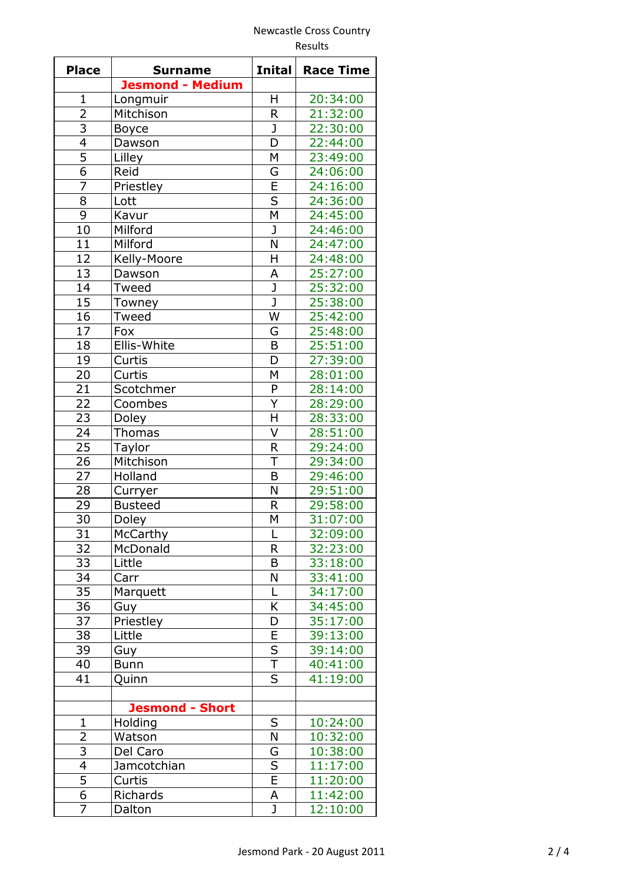Newcastle Cross Country

Results

| Place | Surname | Inital | Race Time |
|---|---|---|---|
| | **Jesmond - Medium** | | |
| 1 | Longmuir | H | 20:34:00 |
| 2 | Mitchison | R | 21:32:00 |
| 3 | Boyce | J | 22:30:00 |
| 4 | Dawson | D | 22:44:00 |
| 5 | Lilley | M | 23:49:00 |
| 6 | Reid | G | 24:06:00 |
| 7 | Priestley | E | 24:16:00 |
| 8 | Lott | S | 24:36:00 |
| 9 | Kavur | M | 24:45:00 |
| 10 | Milford | J | 24:46:00 |
| 11 | Milford | N | 24:47:00 |
| 12 | Kelly-Moore | H | 24:48:00 |
| 13 | Dawson | A | 25:27:00 |
| 14 | Tweed | J | 25:32:00 |
| 15 | Towney | J | 25:38:00 |
| 16 | Tweed | W | 25:42:00 |
| 17 | Fox | G | 25:48:00 |
| 18 | Ellis-White | B | 25:51:00 |
| 19 | Curtis | D | 27:39:00 |
| 20 | Curtis | M | 28:01:00 |
| 21 | Scotchmer | P | 28:14:00 |
| 22 | Coombes | Y | 28:29:00 |
| 23 | Doley | H | 28:33:00 |
| 24 | Thomas | V | 28:51:00 |
| 25 | Taylor | R | 29:24:00 |
| 26 | Mitchison | T | 29:34:00 |
| 27 | Holland | B | 29:46:00 |
| 28 | Curryer | N | 29:51:00 |
| 29 | Busteed | R | 29:58:00 |
| 30 | Doley | M | 31:07:00 |
| 31 | McCarthy | L | 32:09:00 |
| 32 | McDonald | R | 32:23:00 |
| 33 | Little | B | 33:18:00 |
| 34 | Carr | N | 33:41:00 |
| 35 | Marquett | L | 34:17:00 |
| 36 | Guy | K | 34:45:00 |
| 37 | Priestley | D | 35:17:00 |
| 38 | Little | E | 39:13:00 |
| 39 | Guy | S | 39:14:00 |
| 40 | Bunn | T | 40:41:00 |
| 41 | Quinn | S | 41:19:00 |
| | | | |
| | **Jesmond - Short** | | |
| 1 | Holding | S | 10:24:00 |
| 2 | Watson | N | 10:32:00 |
| 3 | Del Caro | G | 10:38:00 |
| 4 | Jamcotchian | S | 11:17:00 |
| 5 | Curtis | E | 11:20:00 |
| 6 | Richards | A | 11:42:00 |
| 7 | Dalton | J | 12:10:00 |

Jesmond Park - 20 August 2011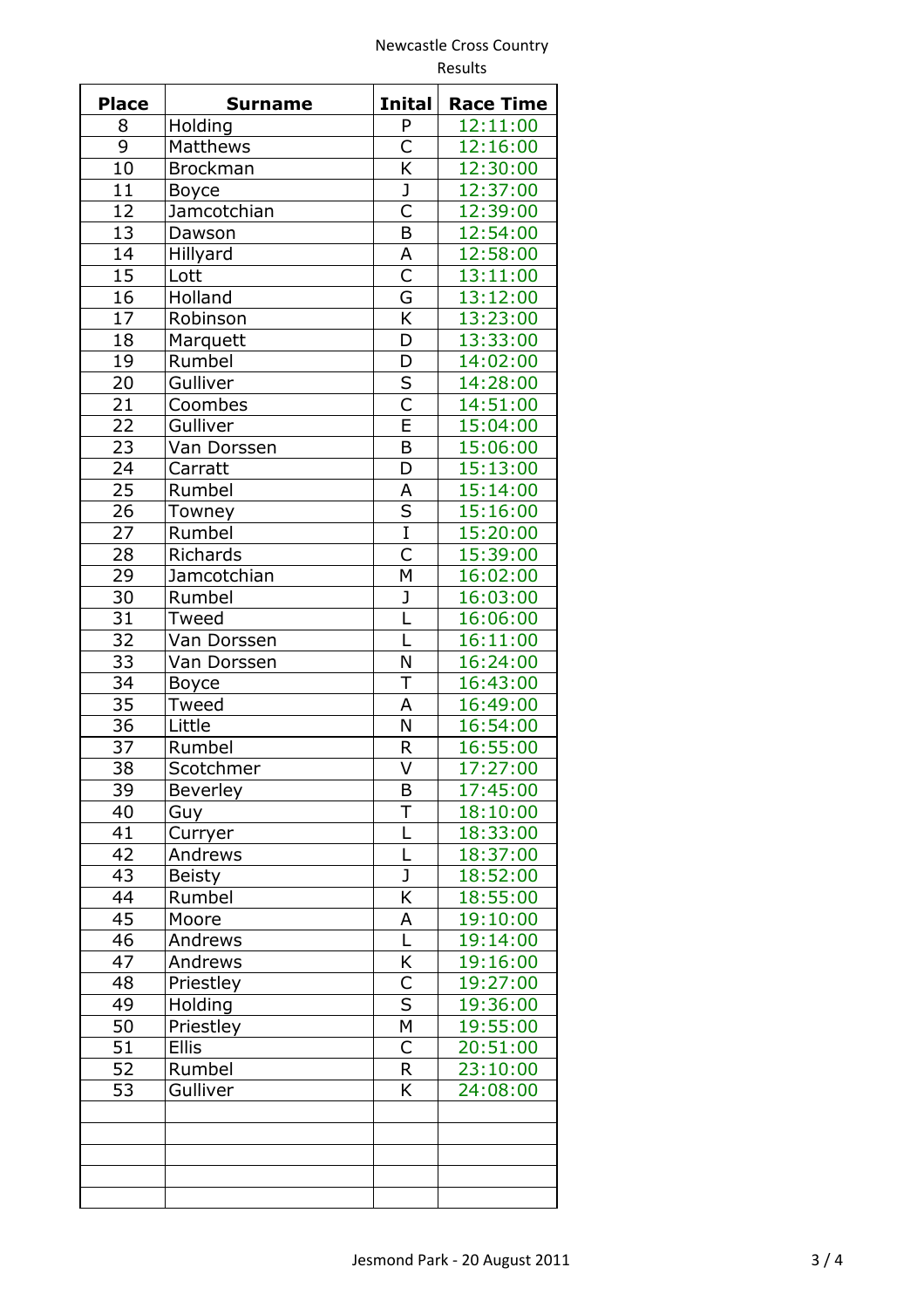Newcastle Cross Country

Results

| Place | Surname | Inital | Race Time |
|---|---|---|---|
| 8 | Holding | P | 12:11:00 |
| 9 | Matthews | C | 12:16:00 |
| 10 | Brockman | K | 12:30:00 |
| 11 | Boyce | J | 12:37:00 |
| 12 | Jamcotchian | C | 12:39:00 |
| 13 | Dawson | B | 12:54:00 |
| 14 | Hillyard | A | 12:58:00 |
| 15 | Lott | C | 13:11:00 |
| 16 | Holland | G | 13:12:00 |
| 17 | Robinson | K | 13:23:00 |
| 18 | Marquett | D | 13:33:00 |
| 19 | Rumbel | D | 14:02:00 |
| 20 | Gulliver | S | 14:28:00 |
| 21 | Coombes | C | 14:51:00 |
| 22 | Gulliver | E | 15:04:00 |
| 23 | Van Dorssen | B | 15:06:00 |
| 24 | Carratt | D | 15:13:00 |
| 25 | Rumbel | A | 15:14:00 |
| 26 | Towney | S | 15:16:00 |
| 27 | Rumbel | I | 15:20:00 |
| 28 | Richards | C | 15:39:00 |
| 29 | Jamcotchian | M | 16:02:00 |
| 30 | Rumbel | J | 16:03:00 |
| 31 | Tweed | L | 16:06:00 |
| 32 | Van Dorssen | L | 16:11:00 |
| 33 | Van Dorssen | N | 16:24:00 |
| 34 | Boyce | T | 16:43:00 |
| 35 | Tweed | A | 16:49:00 |
| 36 | Little | N | 16:54:00 |
| 37 | Rumbel | R | 16:55:00 |
| 38 | Scotchmer | V | 17:27:00 |
| 39 | Beverley | B | 17:45:00 |
| 40 | Guy | T | 18:10:00 |
| 41 | Curryer | L | 18:33:00 |
| 42 | Andrews | L | 18:37:00 |
| 43 | Beisty | J | 18:52:00 |
| 44 | Rumbel | K | 18:55:00 |
| 45 | Moore | A | 19:10:00 |
| 46 | Andrews | L | 19:14:00 |
| 47 | Andrews | K | 19:16:00 |
| 48 | Priestley | C | 19:27:00 |
| 49 | Holding | S | 19:36:00 |
| 50 | Priestley | M | 19:55:00 |
| 51 | Ellis | C | 20:51:00 |
| 52 | Rumbel | R | 23:10:00 |
| 53 | Gulliver | K | 24:08:00 |
| | | | |
| | | | |
| | | | |
| | | | |
| | | | |

Jesmond Park - 20 August 2011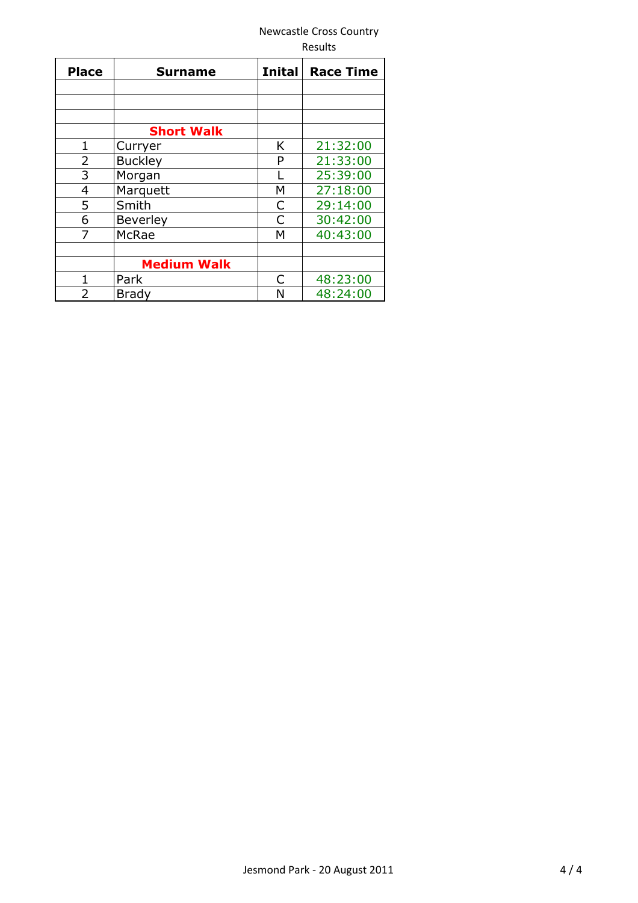Newcastle Cross Country
Results

| Place | Surname | Inital | Race Time |
|---|---|---|---|
| | | | |
| | | | |
| | | | |
| | **Short Walk** | | |
| 1 | Curryer | K | 21:32:00 |
| 2 | Buckley | P | 21:33:00 |
| 3 | Morgan | L | 25:39:00 |
| 4 | Marquett | M | 27:18:00 |
| 5 | Smith | C | 29:14:00 |
| 6 | Beverley | C | 30:42:00 |
| 7 | McRae | M | 40:43:00 |
| | | | |
| | **Medium Walk** | | |
| 1 | Park | C | 48:23:00 |
| 2 | Brady | N | 48:24:00 |

Jesmond Park - 20 August 2011